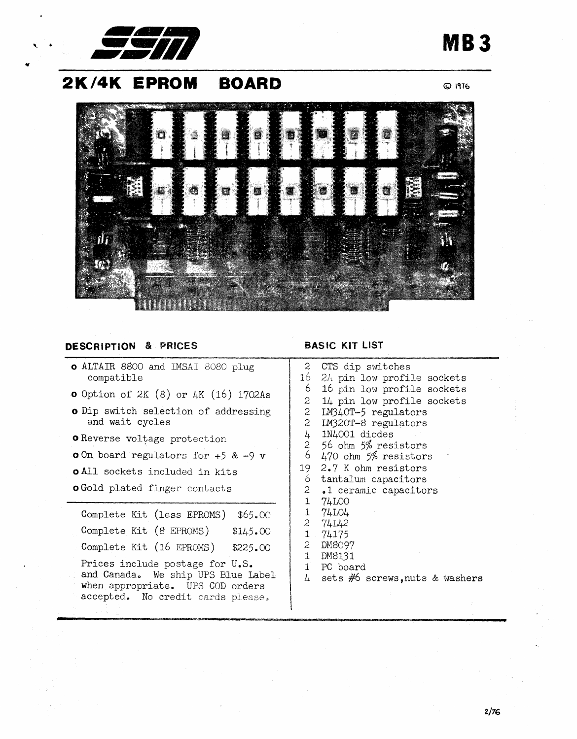SSM

# MB3

## 2K/4K EPROM BOARD

© 1976

### DESCRIPTION & PRICES

- ALTAIR 8800 and IMSAI 8080 plug compatible
- Option of 2K (8) or 4K (16) 1702As
- Dip switch selection of addressing and wait cycles
- Reverse voltage protection
- On board regulators for +5 & -9 v
- All sockets included in kits
- Gold plated finger contacts

Complete Kit (less EPROMS) $65.00

Complete Kit (8 EPROMS) $145.00

Complete Kit (16 EPROMS) $225.00

Prices include postage for U.S. and Canada. We ship UPS Blue Label when appropriate. UPS COD orders accepted. No credit cards please.

### BASIC KIT LIST

| | |
|---|---|
| 2 | CTS dip switches |
| 16 | 24 pin low profile sockets |
| 6 | 16 pin low profile sockets |
| 2 | 14 pin low profile sockets |
| 2 | LM340T-5 regulators |
| 2 | LM320T-8 regulators |
| 4 | 1N4001 diodes |
| 2 | 56 ohm 5% resistors |
| 6 | 470 ohm 5% resistors |
| 19 | 2.7 K ohm resistors |
| 6 | tantalum capacitors |
| 2 | .1 ceramic capacitors |
| 1 | 74L00 |
| 1 | 74L04 |
| 2 | 74L42 |
| 1 | 74175 |
| 2 | DM8097 |
| 1 | DM8131 |
| 1 | PC board |
| 4 | sets #6 screws, nuts & washers |

2/76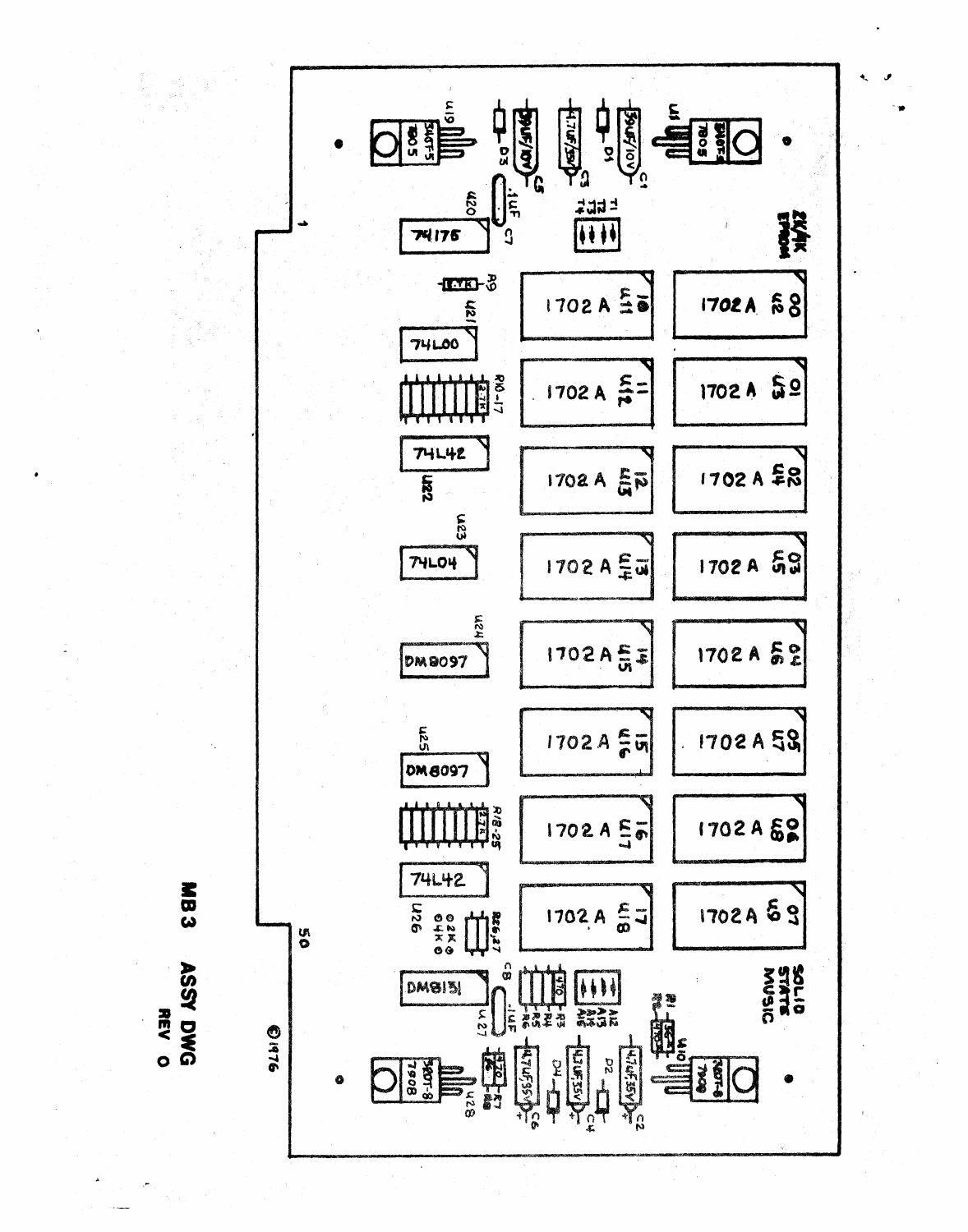MB3 ASSY DWG

REV 0

SOLID STATE MUSIC

2K/4K EPROM

©1976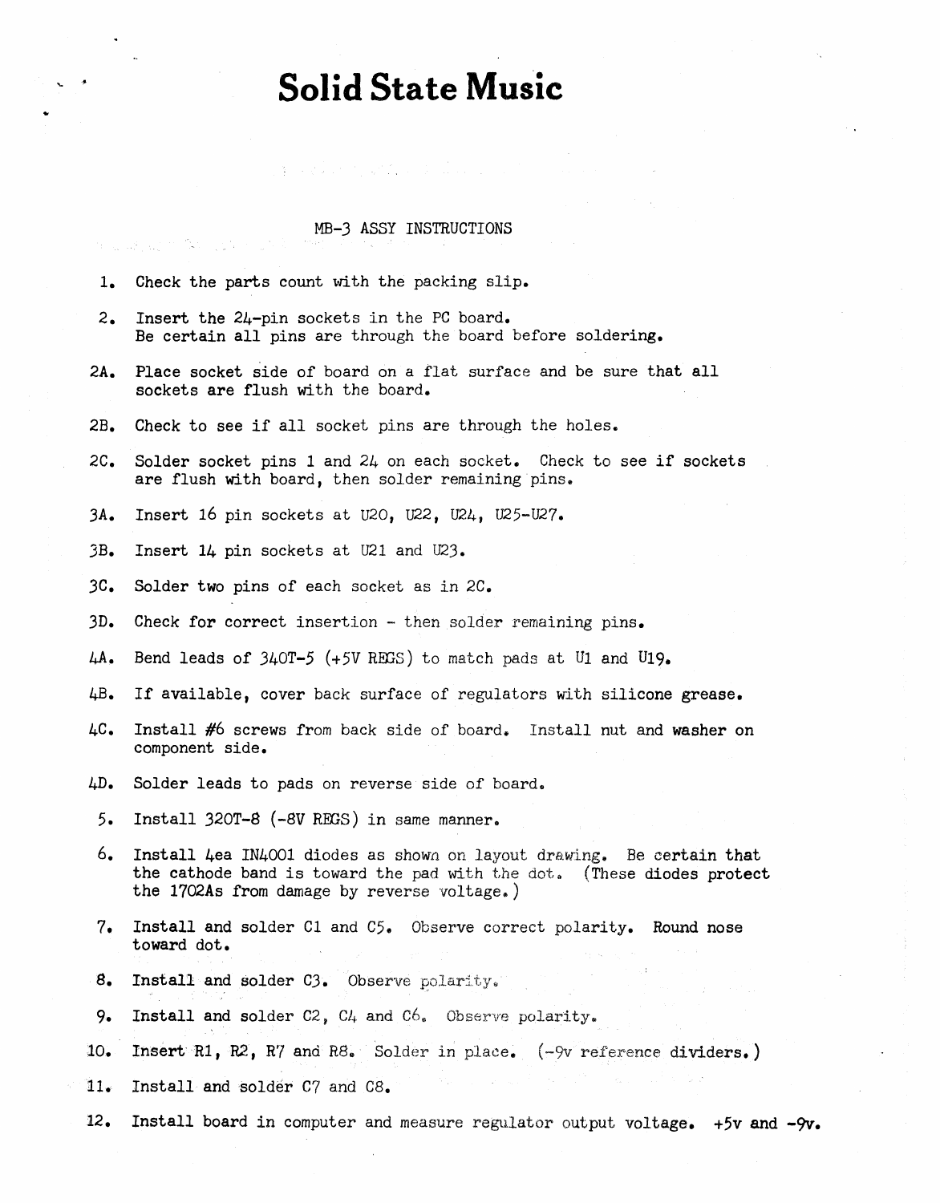# Solid State Music

MB-3 ASSY INSTRUCTIONS

1. Check the parts count with the packing slip.

2. Insert the 24-pin sockets in the PC board.
   Be certain all pins are through the board before soldering.

2A. Place socket side of board on a flat surface and be sure that all sockets are flush with the board.

2B. Check to see if all socket pins are through the holes.

2C. Solder socket pins 1 and 24 on each socket. Check to see if sockets are flush with board, then solder remaining pins.

3A. Insert 16 pin sockets at U20, U22, U24, U25-U27.

3B. Insert 14 pin sockets at U21 and U23.

3C. Solder two pins of each socket as in 2C.

3D. Check for correct insertion - then solder remaining pins.

4A. Bend leads of 340T-5 (+5V REGS) to match pads at U1 and U19.

4B. If available, cover back surface of regulators with silicone grease.

4C. Install #6 screws from back side of board. Install nut and washer on component side.

4D. Solder leads to pads on reverse side of board.

5. Install 320T-8 (-8V REGS) in same manner.

6. Install 4ea IN4001 diodes as shown on layout drawing. Be certain that the cathode band is toward the pad with the dot. (These diodes protect the 1702As from damage by reverse voltage.)

7. Install and solder C1 and C5. Observe correct polarity. Round nose toward dot.

8. Install and solder C3. Observe polarity.

9. Install and solder C2, C4 and C6. Observe polarity.

10. Insert R1, R2, R7 and R8. Solder in place. (-9v reference dividers.)

11. Install and solder C7 and C8.

12. Install board in computer and measure regulator output voltage. +5v and -9v.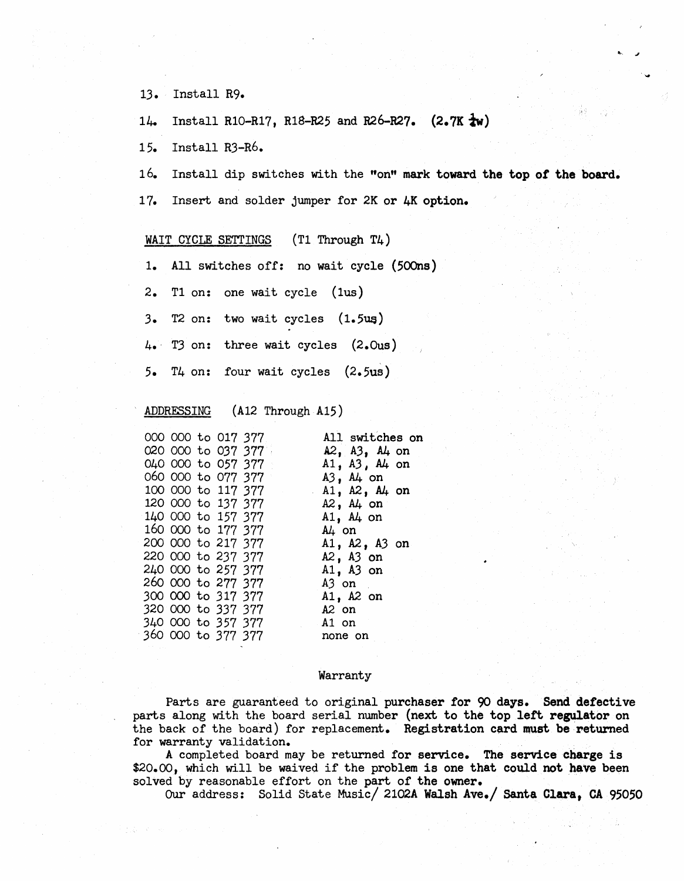13. Install R9.

14. Install R10-R17, R18-R25 and R26-R27. **(2.7K ¼w)**

15. Install R3-R6.

16. Install dip switches with the "on" **mark toward the top of the board.**

17. Insert and solder jumper for 2K or 4K **option.**

<u>WAIT CYCLE SETTINGS</u> (T1 Through T4)

1. All switches off: no wait cycle (500ns)
2. T1 on: one wait cycle (1us)
3. T2 on: two wait cycles (1.5us)
4. T3 on: three wait cycles (2.0us)
5. T4 on: four wait cycles (2.5us)

<u>ADDRESSING</u> (A12 Through A15)

| Address Range | Switches |
|---|---|
| 000 000 to 017 377 | All switches on |
| 020 000 to 037 377 | A2, A3, A4 on |
| 040 000 to 057 377 | A1, A3, A4 on |
| 060 000 to 077 377 | A3, A4 on |
| 100 000 to 117 377 | A1, A2, A4 on |
| 120 000 to 137 377 | A2, A4 on |
| 140 000 to 157 377 | A1, A4 on |
| 160 000 to 177 377 | A4 on |
| 200 000 to 217 377 | A1, A2, A3 on |
| 220 000 to 237 377 | A2, A3 on |
| 240 000 to 257 377 | A1, A3 on |
| 260 000 to 277 377 | A3 on |
| 300 000 to 317 377 | A1, A2 on |
| 320 000 to 337 377 | A2 on |
| 340 000 to 357 377 | A1 on |
| 360 000 to 377 377 | none on |

Warranty

Parts are guaranteed to original purchaser for 90 days. **Send defective** parts along with the board serial number (**next to the top left regulator on** the back of the board) for replacement. **Registration card must be returned** for warranty validation.

A completed board may be returned for **service. The service charge is** $20.00, which will be waived if the problem **is one that could not have** been solved by reasonable effort on the part of the **owner.**

Our address: Solid State Music/ **2102A Walsh Ave./ Santa Clara, CA 95050**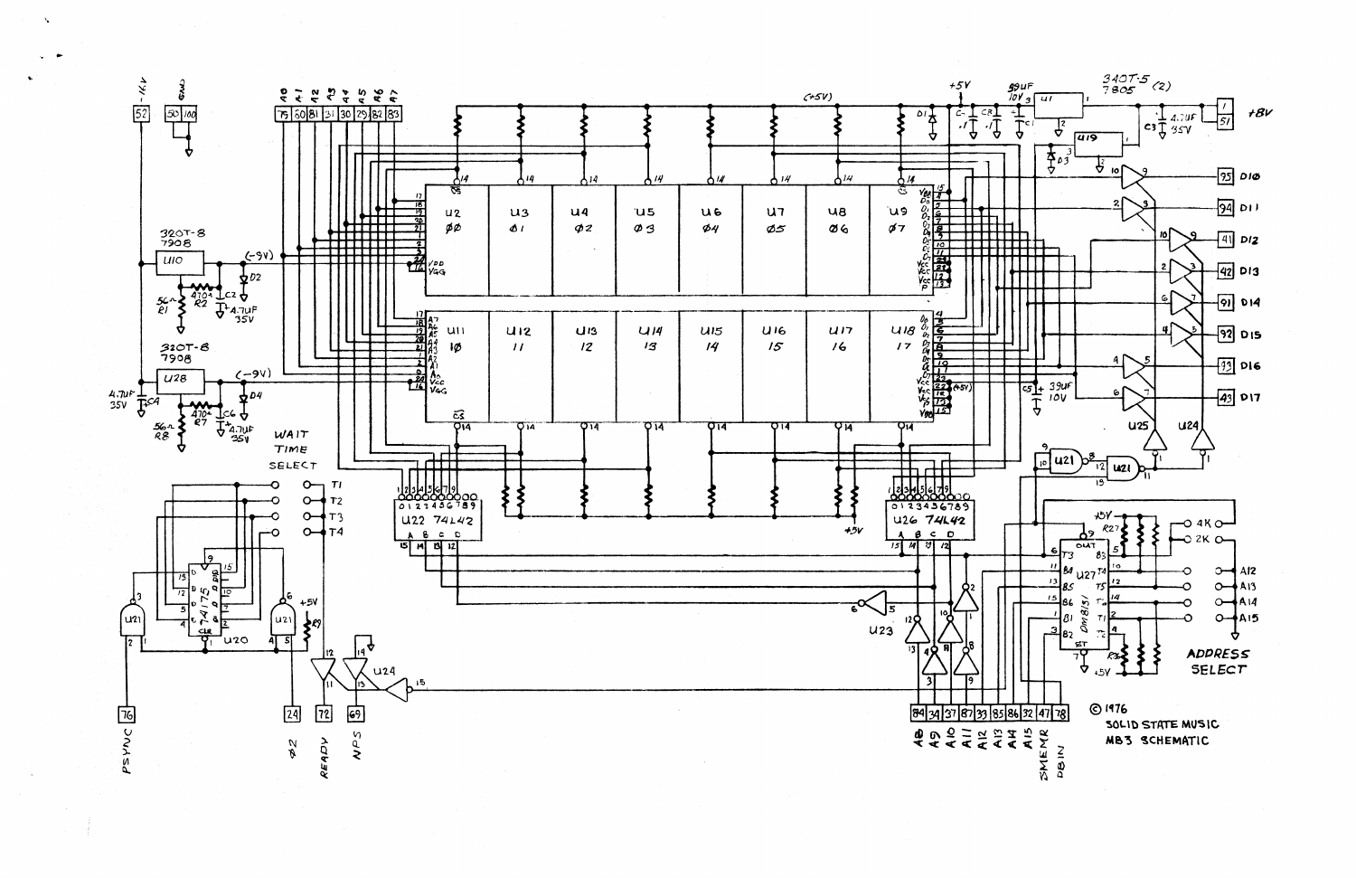© 1976
SOLID STATE MUSIC
MB3 SCHEMATIC